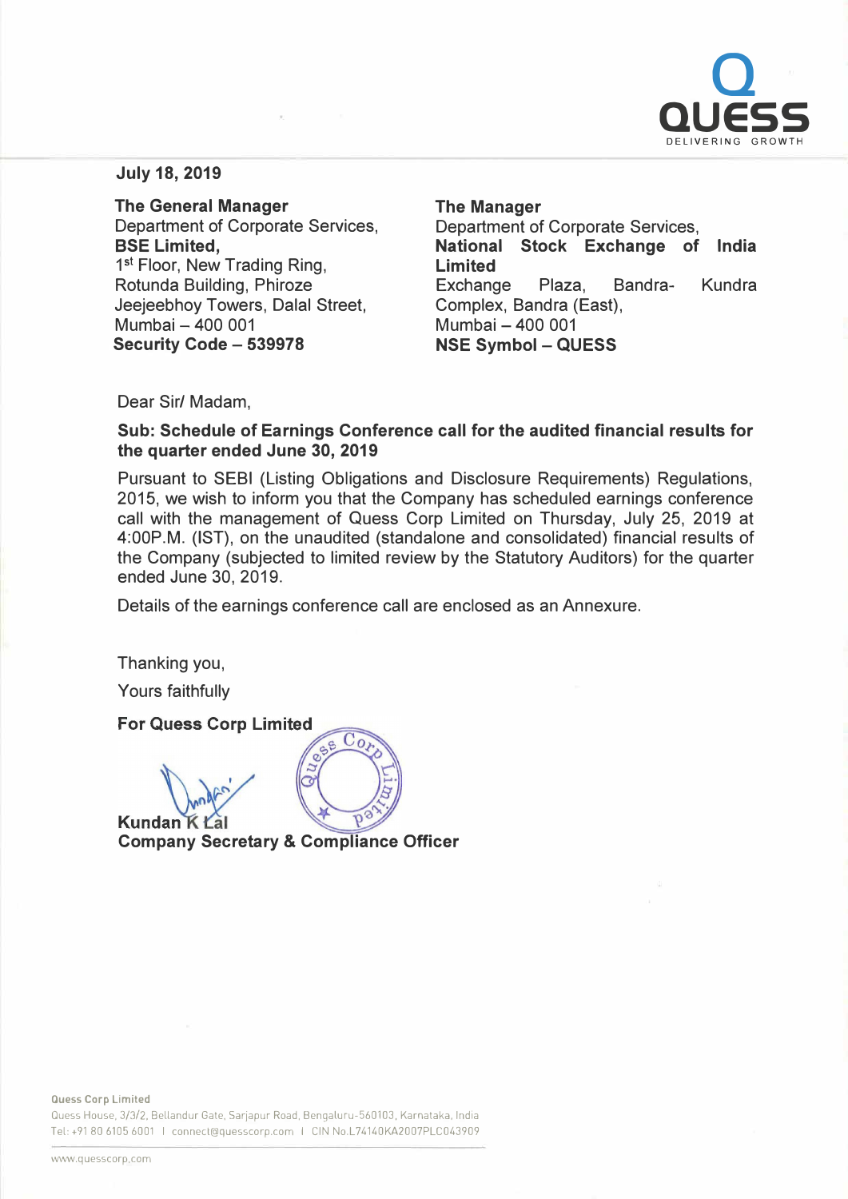**July 18, 2019**

**The General Manager**
Department of Corporate Services,
**BSE Limited,**
1st Floor, New Trading Ring,
Rotunda Building, Phiroze
Jeejeebhoy Towers, Dalal Street,
Mumbai – 400 001
**Security Code – 539978**

**The Manager**
Department of Corporate Services,
**National Stock Exchange of India Limited**
Exchange Plaza, Bandra- Kundra Complex, Bandra (East),
Mumbai – 400 001
**NSE Symbol – QUESS**

Dear Sir/ Madam,

**Sub: Schedule of Earnings Conference call for the audited financial results for the quarter ended June 30, 2019**

Pursuant to SEBI (Listing Obligations and Disclosure Requirements) Regulations, 2015, we wish to inform you that the Company has scheduled earnings conference call with the management of Quess Corp Limited on Thursday, July 25, 2019 at 4:00P.M. (IST), on the unaudited (standalone and consolidated) financial results of the Company (subjected to limited review by the Statutory Auditors) for the quarter ended June 30, 2019.

Details of the earnings conference call are enclosed as an Annexure.

Thanking you,

Yours faithfully

**For Quess Corp Limited**

**Kundan K Lal**
**Company Secretary & Compliance Officer**

Quess Corp Limited
Quess House, 3/3/2, Bellandur Gate, Sarjapur Road, Bengaluru-560103, Karnataka, India
Tel: +91 80 6105 6001 | connect@quesscorp.com | CIN No.L74140KA2007PLC043909

www.quesscorp.com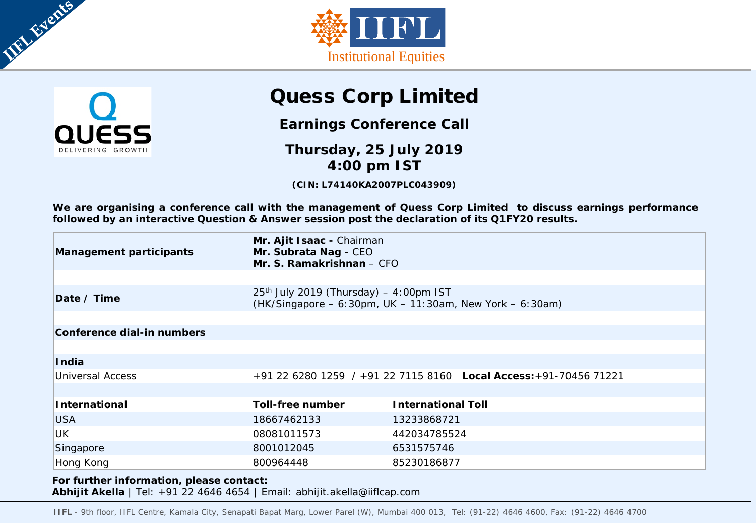IIFL Events

IIFL Institutional Equities

QUESS DELIVERING GROWTH

# Quess Corp Limited

## Earnings Conference Call

### Thursday, 25 July 2019
### 4:00 pm IST

**(CIN: L74140KA2007PLC043909)**

**We are organising a conference call with the management of Quess Corp Limited to discuss earnings performance followed by an interactive Question & Answer session post the declaration of its Q1FY20 results.**

| | | |
|---|---|---|
| **Management participants** | **Mr. Ajit Isaac -** Chairman<br>**Mr. Subrata Nag -** CEO<br>**Mr. S. Ramakrishnan** – CFO | |
| | | |
| **Date / Time** | 25th July 2019 (Thursday) – 4:00pm IST<br>(HK/Singapore – 6:30pm, UK – 11:30am, New York – 6:30am) | |
| | | |
| **Conference dial-in numbers** | | |
| | | |
| **India** | | |
| Universal Access | +91 22 6280 1259 / +91 22 7115 8160 **Local Access:**+91-70456 71221 | |
| | | |
| **International** | **Toll-free number** | **International Toll** |
| USA | 18667462133 | 13233868721 |
| UK | 08081011573 | 442034785524 |
| Singapore | 8001012045 | 6531575746 |
| Hong Kong | 800964448 | 85230186877 |

**For further information, please contact:**
**Abhijit Akella** | Tel: +91 22 4646 4654 | Email: abhijit.akella@iiflcap.com

**IIFL** - 9th floor, IIFL Centre, Kamala City, Senapati Bapat Marg, Lower Parel (W), Mumbai 400 013, Tel: (91-22) 4646 4600, Fax: (91-22) 4646 4700